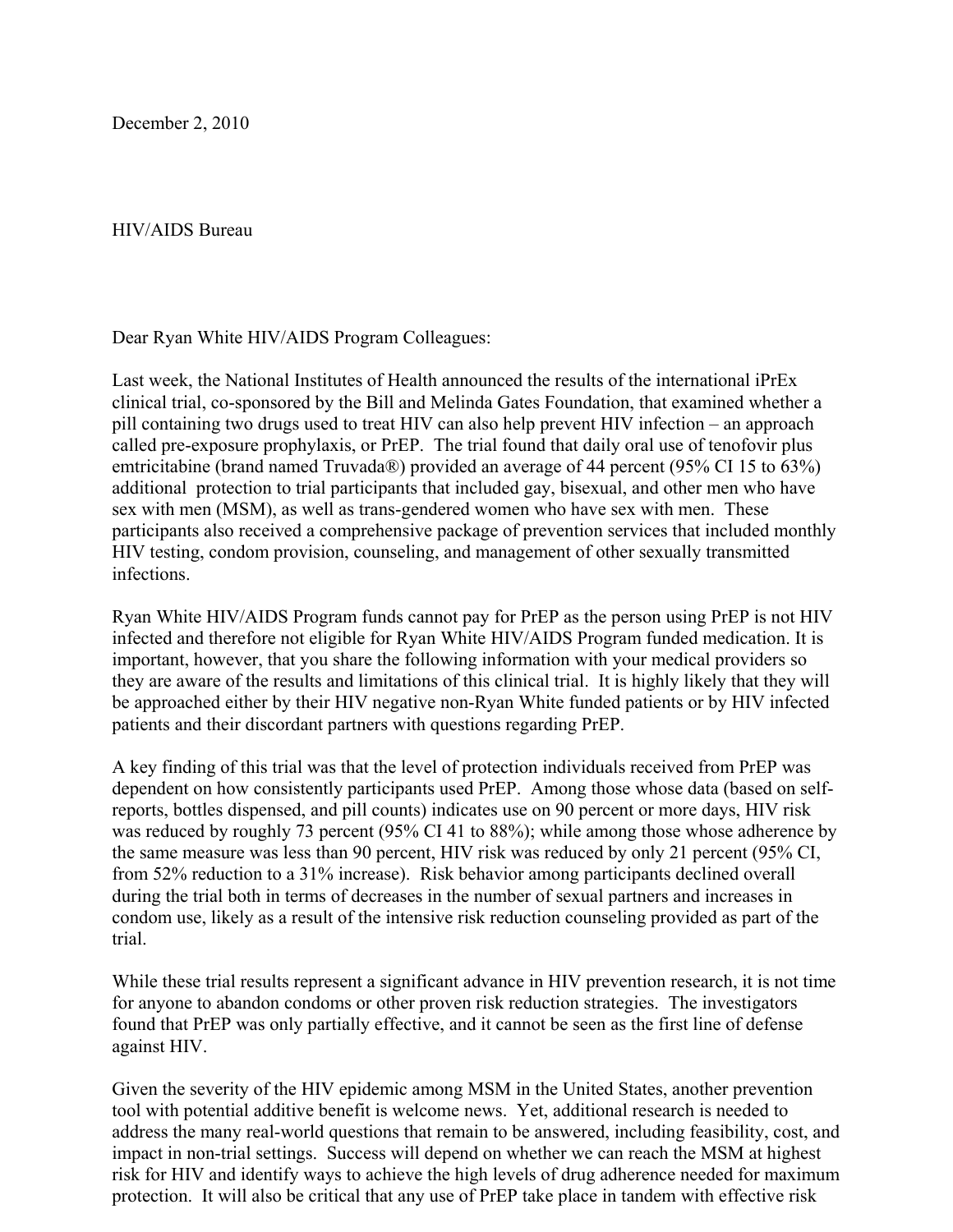December 2, 2010

HIV/AIDS Bureau

Dear Ryan White HIV/AIDS Program Colleagues:

Last week, the National Institutes of Health announced the results of the international iPrEx clinical trial, co-sponsored by the Bill and Melinda Gates Foundation, that examined whether a pill containing two drugs used to treat HIV can also help prevent HIV infection – an approach called pre-exposure prophylaxis, or PrEP. The trial found that daily oral use of tenofovir plus emtricitabine (brand named Truvada®) provided an average of 44 percent (95% CI 15 to 63%) additional protection to trial participants that included gay, bisexual, and other men who have sex with men (MSM), as well as trans-gendered women who have sex with men. These participants also received a comprehensive package of prevention services that included monthly HIV testing, condom provision, counseling, and management of other sexually transmitted infections.

Ryan White HIV/AIDS Program funds cannot pay for PrEP as the person using PrEP is not HIV infected and therefore not eligible for Ryan White HIV/AIDS Program funded medication. It is important, however, that you share the following information with your medical providers so they are aware of the results and limitations of this clinical trial. It is highly likely that they will be approached either by their HIV negative non-Ryan White funded patients or by HIV infected patients and their discordant partners with questions regarding PrEP.

A key finding of this trial was that the level of protection individuals received from PrEP was dependent on how consistently participants used PrEP. Among those whose data (based on self-reports, bottles dispensed, and pill counts) indicates use on 90 percent or more days, HIV risk was reduced by roughly 73 percent (95% CI 41 to 88%); while among those whose adherence by the same measure was less than 90 percent, HIV risk was reduced by only 21 percent (95% CI, from 52% reduction to a 31% increase). Risk behavior among participants declined overall during the trial both in terms of decreases in the number of sexual partners and increases in condom use, likely as a result of the intensive risk reduction counseling provided as part of the trial.

While these trial results represent a significant advance in HIV prevention research, it is not time for anyone to abandon condoms or other proven risk reduction strategies. The investigators found that PrEP was only partially effective, and it cannot be seen as the first line of defense against HIV.

Given the severity of the HIV epidemic among MSM in the United States, another prevention tool with potential additive benefit is welcome news. Yet, additional research is needed to address the many real-world questions that remain to be answered, including feasibility, cost, and impact in non-trial settings. Success will depend on whether we can reach the MSM at highest risk for HIV and identify ways to achieve the high levels of drug adherence needed for maximum protection. It will also be critical that any use of PrEP take place in tandem with effective risk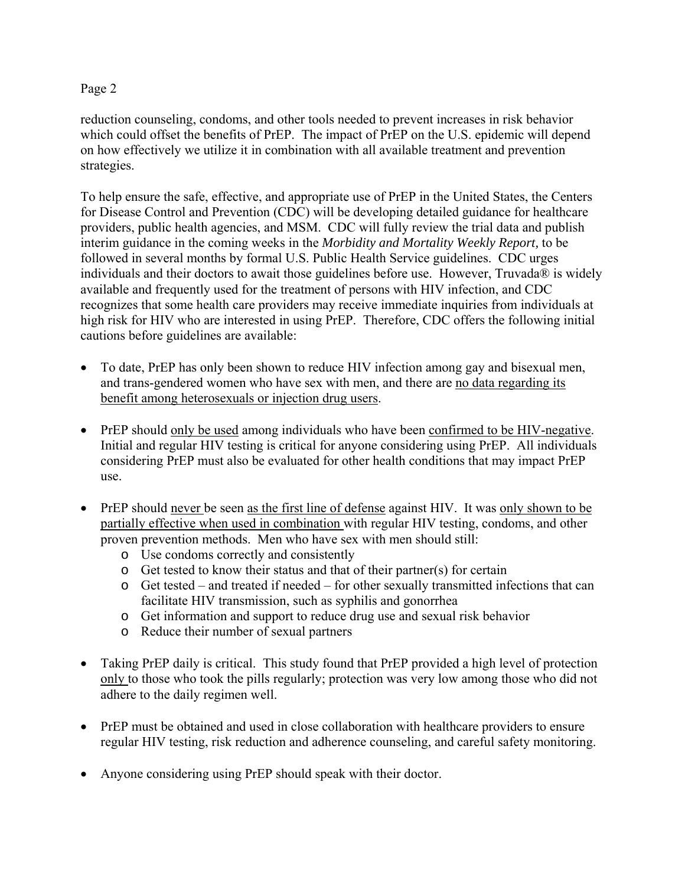reduction counseling, condoms, and other tools needed to prevent increases in risk behavior which could offset the benefits of PrEP. The impact of PrEP on the U.S. epidemic will depend on how effectively we utilize it in combination with all available treatment and prevention strategies.

To help ensure the safe, effective, and appropriate use of PrEP in the United States, the Centers for Disease Control and Prevention (CDC) will be developing detailed guidance for healthcare providers, public health agencies, and MSM. CDC will fully review the trial data and publish interim guidance in the coming weeks in the *Morbidity and Mortality Weekly Report,* to be followed in several months by formal U.S. Public Health Service guidelines. CDC urges individuals and their doctors to await those guidelines before use. However, Truvada® is widely available and frequently used for the treatment of persons with HIV infection, and CDC recognizes that some health care providers may receive immediate inquiries from individuals at high risk for HIV who are interested in using PrEP. Therefore, CDC offers the following initial cautions before guidelines are available:

- To date, PrEP has only been shown to reduce HIV infection among gay and bisexual men, and trans-gendered women who have sex with men, and there are <u>no data regarding its benefit among heterosexuals or injection drug users</u>.
- PrEP should <u>only be used</u> among individuals who have been <u>confirmed to be HIV-negative</u>. Initial and regular HIV testing is critical for anyone considering using PrEP. All individuals considering PrEP must also be evaluated for other health conditions that may impact PrEP use.
- PrEP should <u>never</u> be seen <u>as the first line of defense</u> against HIV. It was <u>only shown to be partially effective when used in combination</u> with regular HIV testing, condoms, and other proven prevention methods. Men who have sex with men should still:
    - Use condoms correctly and consistently
    - Get tested to know their status and that of their partner(s) for certain
    - Get tested – and treated if needed – for other sexually transmitted infections that can facilitate HIV transmission, such as syphilis and gonorrhea
    - Get information and support to reduce drug use and sexual risk behavior
    - Reduce their number of sexual partners
- Taking PrEP daily is critical. This study found that PrEP provided a high level of protection <u>only</u> to those who took the pills regularly; protection was very low among those who did not adhere to the daily regimen well.
- PrEP must be obtained and used in close collaboration with healthcare providers to ensure regular HIV testing, risk reduction and adherence counseling, and careful safety monitoring.
- Anyone considering using PrEP should speak with their doctor.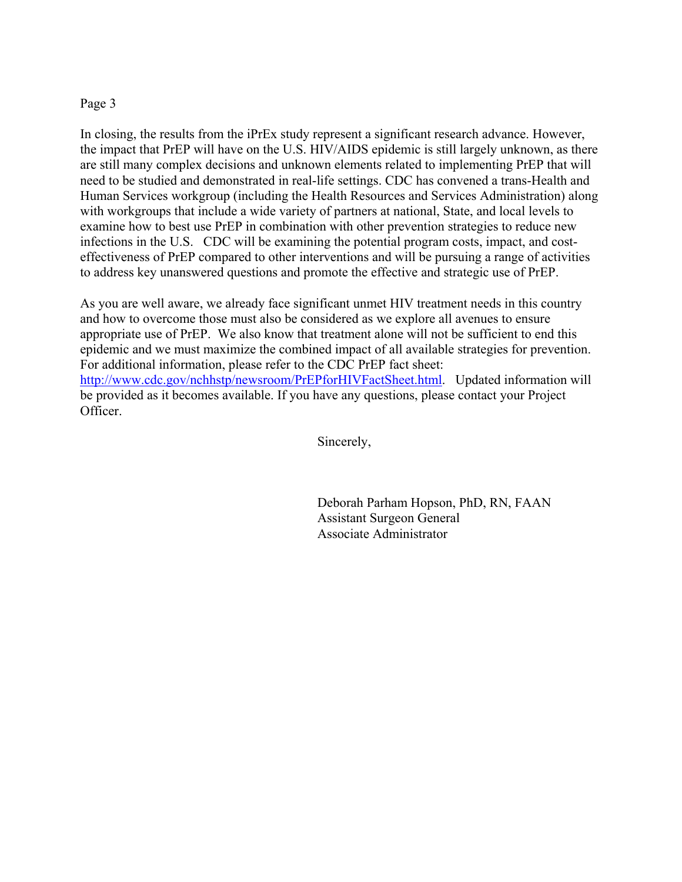In closing, the results from the iPrEx study represent a significant research advance. However, the impact that PrEP will have on the U.S. HIV/AIDS epidemic is still largely unknown, as there are still many complex decisions and unknown elements related to implementing PrEP that will need to be studied and demonstrated in real-life settings. CDC has convened a trans-Health and Human Services workgroup (including the Health Resources and Services Administration) along with workgroups that include a wide variety of partners at national, State, and local levels to examine how to best use PrEP in combination with other prevention strategies to reduce new infections in the U.S. CDC will be examining the potential program costs, impact, and cost-effectiveness of PrEP compared to other interventions and will be pursuing a range of activities to address key unanswered questions and promote the effective and strategic use of PrEP.

As you are well aware, we already face significant unmet HIV treatment needs in this country and how to overcome those must also be considered as we explore all avenues to ensure appropriate use of PrEP. We also know that treatment alone will not be sufficient to end this epidemic and we must maximize the combined impact of all available strategies for prevention. For additional information, please refer to the CDC PrEP fact sheet: [http://www.cdc.gov/nchhstp/newsroom/PrEPforHIVFactSheet.html](http://www.cdc.gov/nchhstp/newsroom/PrEPforHIVFactSheet.html). Updated information will be provided as it becomes available. If you have any questions, please contact your Project Officer.

Sincerely,

Deborah Parham Hopson, PhD, RN, FAAN
Assistant Surgeon General
Associate Administrator